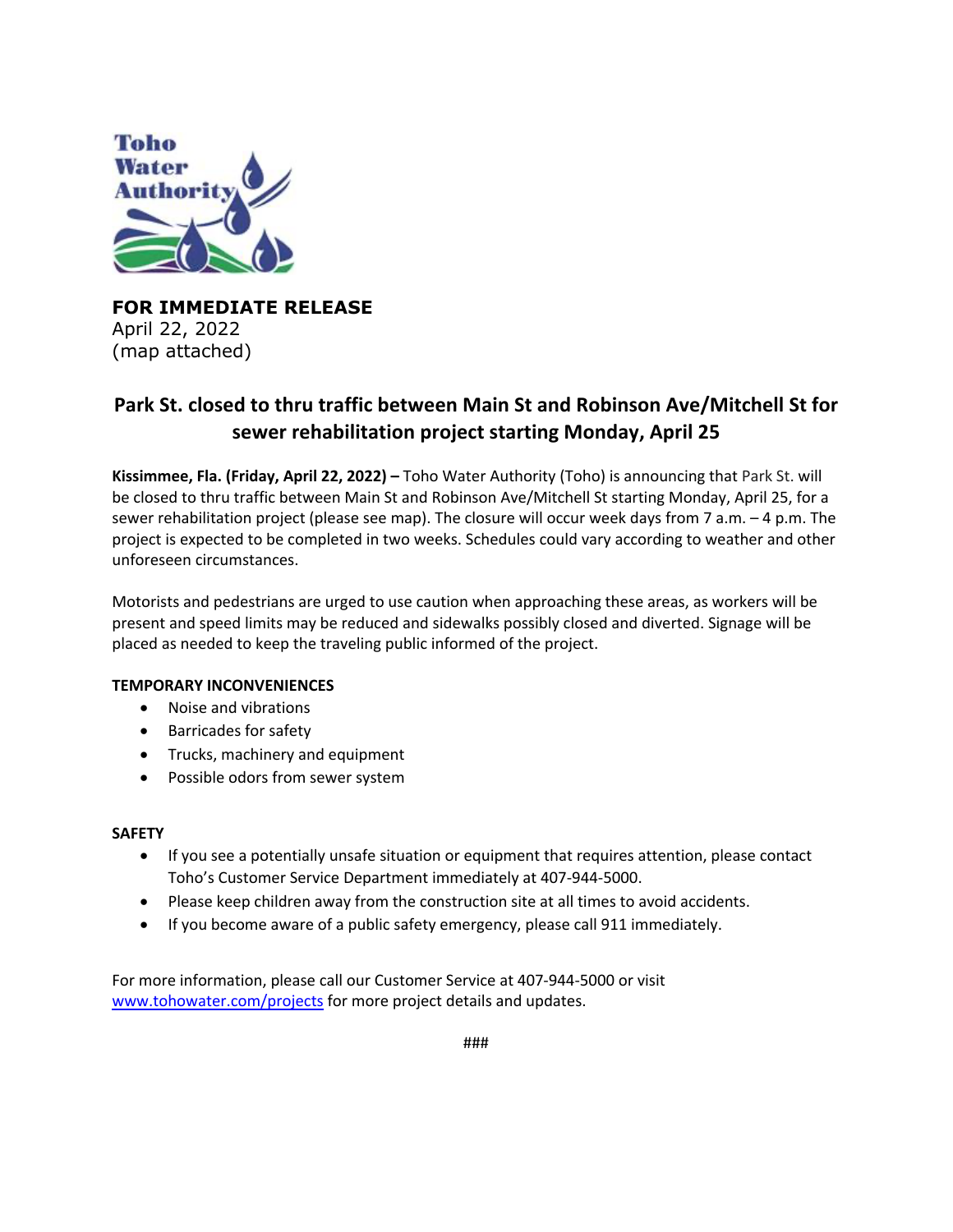Toho Water Authority

**FOR IMMEDIATE RELEASE**
April 22, 2022
(map attached)

# Park St. closed to thru traffic between Main St and Robinson Ave/Mitchell St for sewer rehabilitation project starting Monday, April 25

**Kissimmee, Fla. (Friday, April 22, 2022) –** Toho Water Authority (Toho) is announcing that Park St. will be closed to thru traffic between Main St and Robinson Ave/Mitchell St starting Monday, April 25, for a sewer rehabilitation project (please see map). The closure will occur week days from 7 a.m. – 4 p.m. The project is expected to be completed in two weeks. Schedules could vary according to weather and other unforeseen circumstances.

Motorists and pedestrians are urged to use caution when approaching these areas, as workers will be present and speed limits may be reduced and sidewalks possibly closed and diverted. Signage will be placed as needed to keep the traveling public informed of the project.

**TEMPORARY INCONVENIENCES**

- Noise and vibrations
- Barricades for safety
- Trucks, machinery and equipment
- Possible odors from sewer system

**SAFETY**

- If you see a potentially unsafe situation or equipment that requires attention, please contact Toho's Customer Service Department immediately at 407-944-5000.
- Please keep children away from the construction site at all times to avoid accidents.
- If you become aware of a public safety emergency, please call 911 immediately.

For more information, please call our Customer Service at 407-944-5000 or visit [www.tohowater.com/projects](www.tohowater.com/projects) for more project details and updates.

###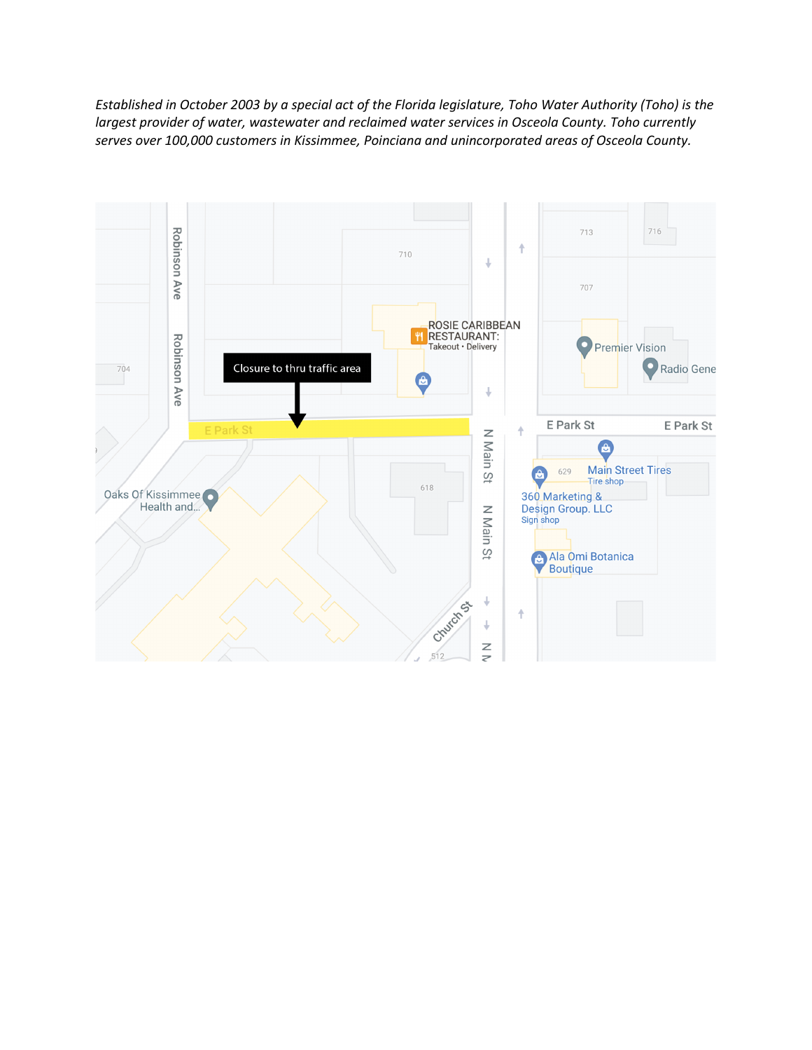*Established in October 2003 by a special act of the Florida legislature, Toho Water Authority (Toho) is the largest provider of water, wastewater and reclaimed water services in Osceola County. Toho currently serves over 100,000 customers in Kissimmee, Poinciana and unincorporated areas of Osceola County.*

Closure to thru traffic area

Robinson Ave

Robinson Ave

E Park St

E Park St

E Park St

N Main St

N Main St

Church St

710

713

716

707

704

618

629

512

ROSIE CARIBBEAN RESTAURANT:
Takeout · Delivery

Premier Vision

Radio Gene

Oaks Of Kissimmee Health and...

Main Street Tires
Tire shop

360 Marketing & Design Group. LLC
Sign shop

Ala Omi Botanica Boutique